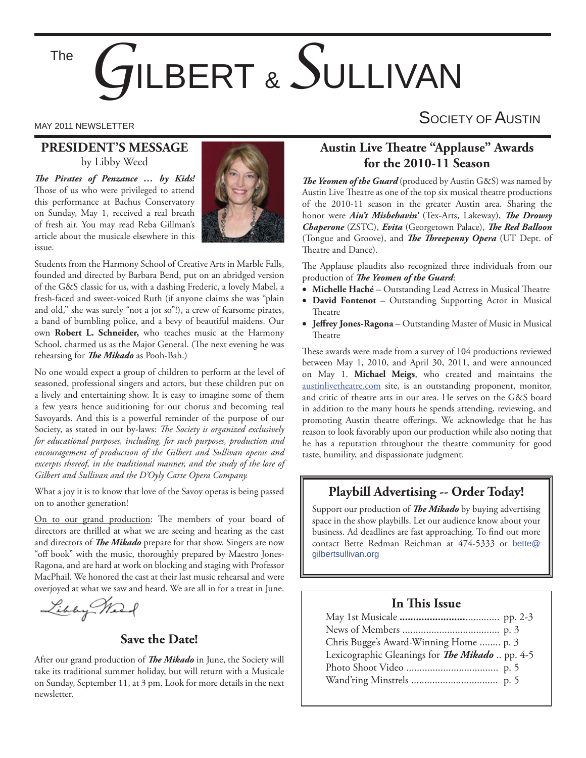# The Gilbert & Sullivan Society of Austin

MAY 2011 NEWSLETTER

## PRESIDENT'S MESSAGE

by Libby Weed

***The Pirates of Penzance … by Kids!*** Those of us who were privileged to attend this performance at Bachus Conservatory on Sunday, May 1, received a real breath of fresh air. You may read Reba Gillman's article about the musicale elsewhere in this issue.

Students from the Harmony School of Creative Arts in Marble Falls, founded and directed by Barbara Bend, put on an abridged version of the G&S classic for us, with a dashing Frederic, a lovely Mabel, a fresh-faced and sweet-voiced Ruth (if anyone claims she was "plain and old," she was surely "not a jot so"!), a crew of fearsome pirates, a band of bumbling police, and a bevy of beautiful maidens. Our own **Robert L. Schneider,** who teaches music at the Harmony School, charmed us as the Major General. (The next evening he was rehearsing for ***The Mikado*** as Pooh-Bah.)

No one would expect a group of children to perform at the level of seasoned, professional singers and actors, but these children put on a lively and entertaining show. It is easy to imagine some of them a few years hence auditioning for our chorus and becoming real Savoyards. And this is a powerful reminder of the purpose of our Society, as stated in our by-laws: *The Society is organized exclusively for educational purposes, including, for such purposes, production and encouragement of production of the Gilbert and Sullivan operas and excerpts thereof, in the traditional manner, and the study of the lore of Gilbert and Sullivan and the D'Oyly Carte Opera Company.*

What a joy it is to know that love of the Savoy operas is being passed on to another generation!

On to our grand production: The members of your board of directors are thrilled at what we are seeing and hearing as the cast and directors of ***The Mikado*** prepare for that show. Singers are now "off book" with the music, thoroughly prepared by Maestro Jones-Ragona, and are hard at work on blocking and staging with Professor MacPhail. We honored the cast at their last music rehearsal and were overjoyed at what we saw and heard. We are all in for a treat in June.

Libby Weed

### Save the Date!

After our grand production of ***The Mikado*** in June, the Society will take its traditional summer holiday, but will return with a Musicale on Sunday, September 11, at 3 pm. Look for more details in the next newsletter.

## Austin Live Theatre "Applause" Awards for the 2010-11 Season

***The Yeomen of the Guard*** (produced by Austin G&S) was named by Austin Live Theatre as one of the top six musical theatre productions of the 2010-11 season in the greater Austin area. Sharing the honor were ***Ain't Misbehavin'*** (Tex-Arts, Lakeway), ***The Drowsy Chaperone*** (ZSTC), ***Evita*** (Georgetown Palace), ***The Red Balloon*** (Tongue and Groove), and ***The Threepenny Opera*** (UT Dept. of Theatre and Dance).

The Applause plaudits also recognized three individuals from our production of ***The Yeomen of the Guard***:

- **Michelle Haché** – Outstanding Lead Actress in Musical Theatre
- **David Fontenot** – Outstanding Supporting Actor in Musical Theatre
- **Jeffrey Jones-Ragona** – Outstanding Master of Music in Musical Theatre

These awards were made from a survey of 104 productions reviewed between May 1, 2010, and April 30, 2011, and were announced on May 1. **Michael Meigs**, who created and maintains the austinlivetheatre.com site, is an outstanding proponent, monitor, and critic of theatre arts in our area. He serves on the G&S board in addition to the many hours he spends attending, reviewing, and promoting Austin theatre offerings. We acknowledge that he has reason to look favorably upon our production while also noting that he has a reputation throughout the theatre community for good taste, humility, and dispassionate judgment.

### Playbill Advertising -- Order Today!

Support our production of ***The Mikado*** by buying advertising space in the show playbills. Let our audience know about your business. Ad deadlines are fast approaching. To find out more contact Bette Redman Reichman at 474-5333 or bette@gilbertsullivan.org

### In This Issue

- May 1st Musicale .................................. pp. 2-3
- News of Members ..................................... p. 3
- Chris Bugge's Award-Winning Home ........ p. 3
- Lexicographic Gleanings for ***The Mikado*** .. pp. 4-5
- Photo Shoot Video ..................................... p. 5
- Wand'ring Minstrels ................................. p. 5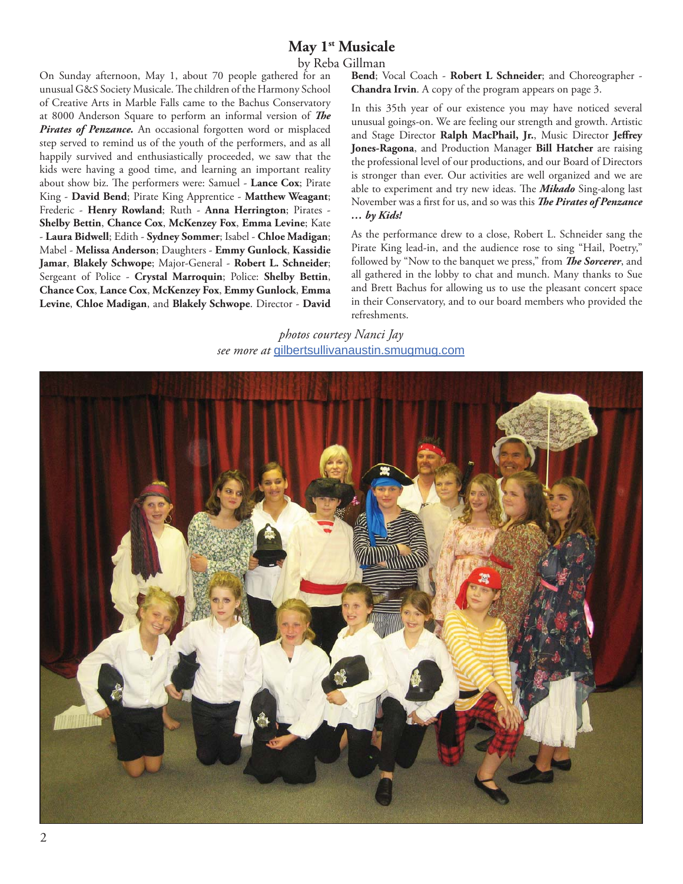# May 1st Musicale

by Reba Gillman

On Sunday afternoon, May 1, about 70 people gathered for an unusual G&S Society Musicale. The children of the Harmony School of Creative Arts in Marble Falls came to the Bachus Conservatory at 8000 Anderson Square to perform an informal version of ***The Pirates of Penzance.*** An occasional forgotten word or misplaced step served to remind us of the youth of the performers, and as all happily survived and enthusiastically proceeded, we saw that the kids were having a good time, and learning an important reality about show biz. The performers were: Samuel - **Lance Cox**; Pirate King - **David Bend**; Pirate King Apprentice - **Matthew Weagant**; Frederic - **Henry Rowland**; Ruth - **Anna Herrington**; Pirates - **Shelby Bettin**, **Chance Cox**, **McKenzey Fox**, **Emma Levine**; Kate - **Laura Bidwell**; Edith - **Sydney Sommer**; Isabel - **Chloe Madigan**; Mabel - **Melissa Anderson**; Daughters - **Emmy Gunlock**, **Kassidie Jamar**, **Blakely Schwope**; Major-General - **Robert L. Schneider**; Sergeant of Police - **Crystal Marroquin**; Police: **Shelby Bettin**, **Chance Cox**, **Lance Cox**, **McKenzey Fox**, **Emmy Gunlock**, **Emma Levine**, **Chloe Madigan**, and **Blakely Schwope**. Director - **David Bend**; Vocal Coach - **Robert L Schneider**; and Choreographer - **Chandra Irvin**. A copy of the program appears on page 3.

In this 35th year of our existence you may have noticed several unusual goings-on. We are feeling our strength and growth. Artistic and Stage Director **Ralph MacPhail, Jr.**, Music Director **Jeffrey Jones-Ragona**, and Production Manager **Bill Hatcher** are raising the professional level of our productions, and our Board of Directors is stronger than ever. Our activities are well organized and we are able to experiment and try new ideas. The ***Mikado*** Sing-along last November was a first for us, and so was this ***The Pirates of Penzance … by Kids!***

As the performance drew to a close, Robert L. Schneider sang the Pirate King lead-in, and the audience rose to sing "Hail, Poetry," followed by "Now to the banquet we press," from ***The Sorcerer***, and all gathered in the lobby to chat and munch. Many thanks to Sue and Brett Bachus for allowing us to use the pleasant concert space in their Conservatory, and to our board members who provided the refreshments.

*photos courtesy Nanci Jay*
*see more at* gilbertsullivanaustin.smugmug.com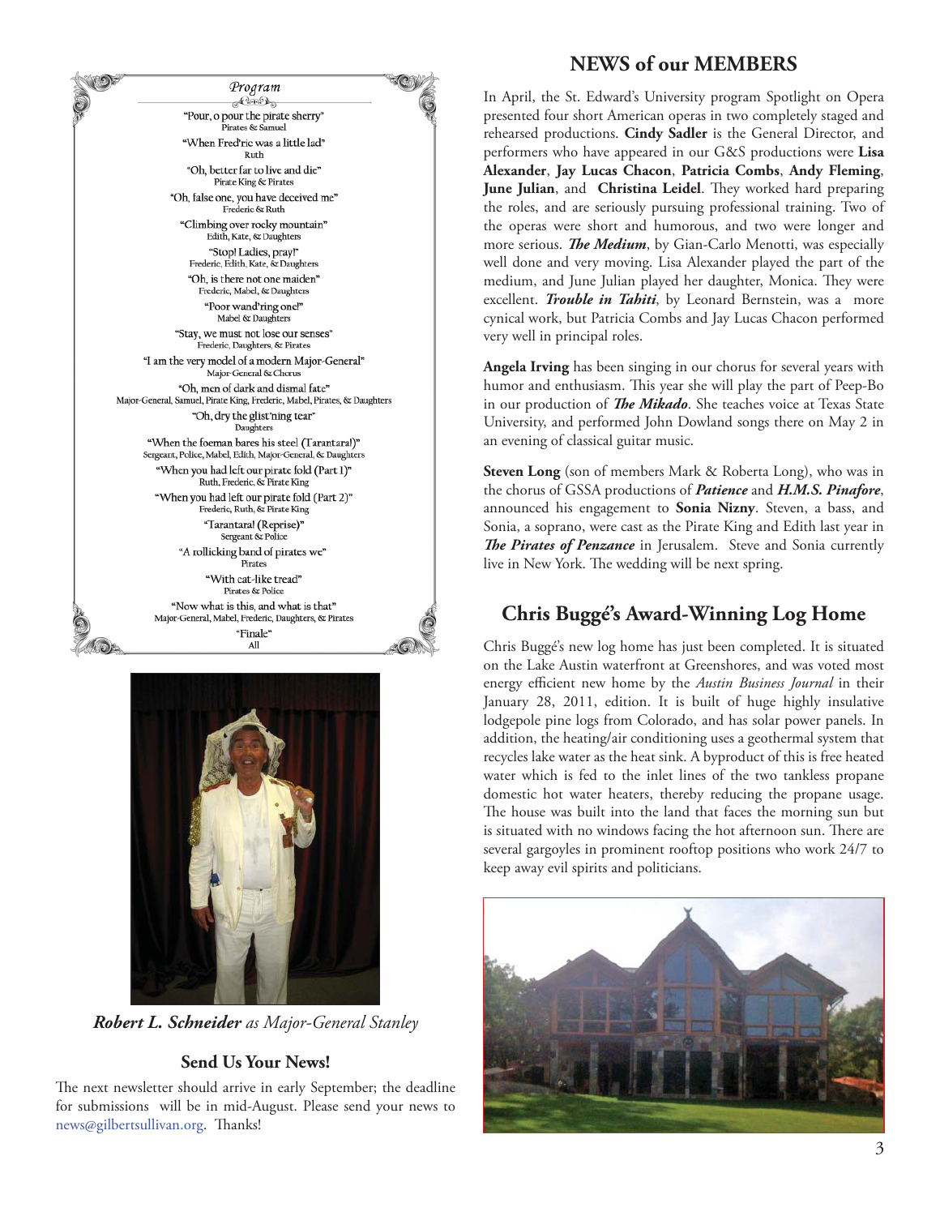## Program

"Pour, o pour the pirate sherry"
Pirates & Samuel

"When Fred'ric was a little lad"
Ruth

"Oh, better far to live and die"
Pirate King & Pirates

"Oh, false one, you have deceived me"
Frederic & Ruth

"Climbing over rocky mountain"
Edith, Kate, & Daughters

"Stop! Ladies, pray!"
Frederic, Edith, Kate, & Daughters

"Oh, is there not one maiden"
Frederic, Mabel, & Daughters

"Poor wand'ring one!"
Mabel & Daughters

"Stay, we must not lose our senses"
Frederic, Daughters, & Pirates

"I am the very model of a modern Major-General"
Major-General & Chorus

"Oh, men of dark and dismal fate"
Major-General, Samuel, Pirate King, Frederic, Mabel, Pirates, & Daughters

"Oh, dry the glist'ning tear"
Daughters

"When the foeman bares his steel (Tarantara!)"
Sergeant, Police, Mabel, Edith, Major-General, & Daughters

"When you had left our pirate fold (Part 1)"
Ruth, Frederic, & Pirate King

"When you had left our pirate fold (Part 2)"
Frederic, Ruth, & Pirate King

"Tarantara! (Reprise)"
Sergeant & Police

"A rollicking band of pirates we"
Pirates

"With cat-like tread"
Pirates & Police

"Now what is this, and what is that"
Major-General, Mabel, Frederic, Daughters, & Pirates

"Finale"
All

***Robert L. Schneider** as Major-General Stanley*

### Send Us Your News!

The next newsletter should arrive in early September; the deadline for submissions will be in mid-August. Please send your news to news@gilbertsullivan.org. Thanks!

## NEWS of our MEMBERS

In April, the St. Edward's University program Spotlight on Opera presented four short American operas in two completely staged and rehearsed productions. **Cindy Sadler** is the General Director, and performers who have appeared in our G&S productions were **Lisa Alexander**, **Jay Lucas Chacon**, **Patricia Combs**, **Andy Fleming**, **June Julian**, and **Christina Leidel**. They worked hard preparing the roles, and are seriously pursuing professional training. Two of the operas were short and humorous, and two were longer and more serious. ***The Medium***, by Gian-Carlo Menotti, was especially well done and very moving. Lisa Alexander played the part of the medium, and June Julian played her daughter, Monica. They were excellent. ***Trouble in Tahiti***, by Leonard Bernstein, was a more cynical work, but Patricia Combs and Jay Lucas Chacon performed very well in principal roles.

**Angela Irving** has been singing in our chorus for several years with humor and enthusiasm. This year she will play the part of Peep-Bo in our production of ***The Mikado***. She teaches voice at Texas State University, and performed John Dowland songs there on May 2 in an evening of classical guitar music.

**Steven Long** (son of members Mark & Roberta Long), who was in the chorus of GSSA productions of ***Patience*** and ***H.M.S. Pinafore***, announced his engagement to **Sonia Nizny**. Steven, a bass, and Sonia, a soprano, were cast as the Pirate King and Edith last year in ***The Pirates of Penzance*** in Jerusalem. Steve and Sonia currently live in New York. The wedding will be next spring.

## Chris Buggé's Award-Winning Log Home

Chris Buggé's new log home has just been completed. It is situated on the Lake Austin waterfront at Greenshores, and was voted most energy efficient new home by the *Austin Business Journal* in their January 28, 2011, edition. It is built of huge highly insulative lodgepole pine logs from Colorado, and has solar power panels. In addition, the heating/air conditioning uses a geothermal system that recycles lake water as the heat sink. A byproduct of this is free heated water which is fed to the inlet lines of the two tankless propane domestic hot water heaters, thereby reducing the propane usage. The house was built into the land that faces the morning sun but is situated with no windows facing the hot afternoon sun. There are several gargoyles in prominent rooftop positions who work 24/7 to keep away evil spirits and politicians.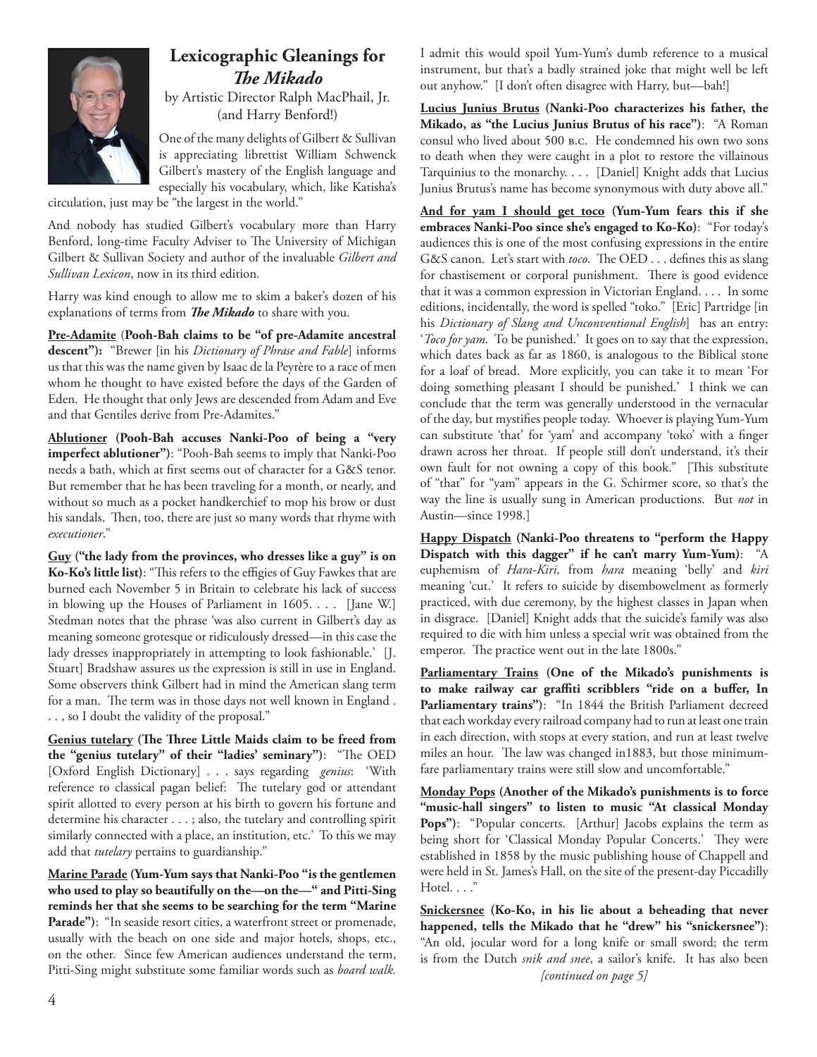# Lexicographic Gleanings for *The Mikado*

by Artistic Director Ralph MacPhail, Jr. (and Harry Benford!)

One of the many delights of Gilbert & Sullivan is appreciating librettist William Schwenck Gilbert's mastery of the English language and especially his vocabulary, which, like Katisha's circulation, just may be "the largest in the world."

And nobody has studied Gilbert's vocabulary more than Harry Benford, long-time Faculty Adviser to The University of Michigan Gilbert & Sullivan Society and author of the invaluable *Gilbert and Sullivan Lexicon*, now in its third edition.

Harry was kind enough to allow me to skim a baker's dozen of his explanations of terms from ***The Mikado*** to share with you.

**<u>Pre-Adamite</u> (Pooh-Bah claims to be "of pre-Adamite ancestral descent"):** "Brewer [in his *Dictionary of Phrase and Fable*] informs us that this was the name given by Isaac de la Peyrère to a race of men whom he thought to have existed before the days of the Garden of Eden. He thought that only Jews are descended from Adam and Eve and that Gentiles derive from Pre-Adamites."

**<u>Ablutioner</u> (Pooh-Bah accuses Nanki-Poo of being a "very imperfect ablutioner")**: "Pooh-Bah seems to imply that Nanki-Poo needs a bath, which at first seems out of character for a G&S tenor. But remember that he has been traveling for a month, or nearly, and without so much as a pocket handkerchief to mop his brow or dust his sandals. Then, too, there are just so many words that rhyme with *executioner*."

**<u>Guy</u> ("the lady from the provinces, who dresses like a guy" is on Ko-Ko's little list)**: "This refers to the effigies of Guy Fawkes that are burned each November 5 in Britain to celebrate his lack of success in blowing up the Houses of Parliament in 1605. . . . [Jane W.] Stedman notes that the phrase 'was also current in Gilbert's day as meaning someone grotesque or ridiculously dressed—in this case the lady dresses inappropriately in attempting to look fashionable.' [J. Stuart] Bradshaw assures us the expression is still in use in England. Some observers think Gilbert had in mind the American slang term for a man. The term was in those days not well known in England . . . , so I doubt the validity of the proposal."

**<u>Genius tutelary</u> (The Three Little Maids claim to be freed from the "genius tutelary" of their "ladies' seminary")**: "The OED [Oxford English Dictionary] . . . says regarding *genius*: 'With reference to classical pagan belief: The tutelary god or attendant spirit allotted to every person at his birth to govern his fortune and determine his character . . . ; also, the tutelary and controlling spirit similarly connected with a place, an institution, etc.' To this we may add that *tutelary* pertains to guardianship."

**<u>Marine Parade</u> (Yum-Yum says that Nanki-Poo "is the gentlemen who used to play so beautifully on the—on the—" and Pitti-Sing reminds her that she seems to be searching for the term "Marine Parade")**: "In seaside resort cities, a waterfront street or promenade, usually with the beach on one side and major hotels, shops, etc., on the other. Since few American audiences understand the term, Pitti-Sing might substitute some familiar words such as *board walk.* I admit this would spoil Yum-Yum's dumb reference to a musical instrument, but that's a badly strained joke that might well be left out anyhow." [I don't often disagree with Harry, but—bah!]

**<u>Lucius Junius Brutus</u> (Nanki-Poo characterizes his father, the Mikado, as "the Lucius Junius Brutus of his race")**: "A Roman consul who lived about 500 B.C. He condemned his own two sons to death when they were caught in a plot to restore the villainous Tarquinius to the monarchy. . . . [Daniel] Knight adds that Lucius Junius Brutus's name has become synonymous with duty above all."

**<u>And for yam I should get toco</u> (Yum-Yum fears this if she embraces Nanki-Poo since she's engaged to Ko-Ko)**: "For today's audiences this is one of the most confusing expressions in the entire G&S canon. Let's start with *toco*. The OED . . . defines this as slang for chastisement or corporal punishment. There is good evidence that it was a common expression in Victorian England. . . . In some editions, incidentally, the word is spelled "toko." [Eric] Partridge [in his *Dictionary of Slang and Unconventional English*] has an entry: '*Toco for yam.* To be punished.' It goes on to say that the expression, which dates back as far as 1860, is analogous to the Biblical stone for a loaf of bread. More explicitly, you can take it to mean 'For doing something pleasant I should be punished.' I think we can conclude that the term was generally understood in the vernacular of the day, but mystifies people today. Whoever is playing Yum-Yum can substitute 'that' for 'yam' and accompany 'toko' with a finger drawn across her throat. If people still don't understand, it's their own fault for not owning a copy of this book." [This substitute of "that" for "yam" appears in the G. Schirmer score, so that's the way the line is usually sung in American productions. But *not* in Austin—since 1998.]

**<u>Happy Dispatch</u> (Nanki-Poo threatens to "perform the Happy Dispatch with this dagger" if he can't marry Yum-Yum)**: "A euphemism of *Hara-Kiri,* from *hara* meaning 'belly' and *kiri* meaning 'cut.' It refers to suicide by disembowelment as formerly practiced, with due ceremony, by the highest classes in Japan when in disgrace. [Daniel] Knight adds that the suicide's family was also required to die with him unless a special writ was obtained from the emperor. The practice went out in the late 1800s."

**<u>Parliamentary Trains</u> (One of the Mikado's punishments is to make railway car graffiti scribblers "ride on a buffer, In Parliamentary trains")**: "In 1844 the British Parliament decreed that each workday every railroad company had to run at least one train in each direction, with stops at every station, and run at least twelve miles an hour. The law was changed in1883, but those minimum-fare parliamentary trains were still slow and uncomfortable."

**<u>Monday Pops</u> (Another of the Mikado's punishments is to force "music-hall singers" to listen to music "At classical Monday Pops")**: "Popular concerts. [Arthur] Jacobs explains the term as being short for 'Classical Monday Popular Concerts.' They were established in 1858 by the music publishing house of Chappell and were held in St. James's Hall, on the site of the present-day Piccadilly Hotel. . . ."

**<u>Snickersnee</u> (Ko-Ko, in his lie about a beheading that never happened, tells the Mikado that he "drew" his "snickersnee")**: "An old, jocular word for a long knife or small sword; the term is from the Dutch *snik and snee*, a sailor's knife. It has also been

*[continued on page 5]*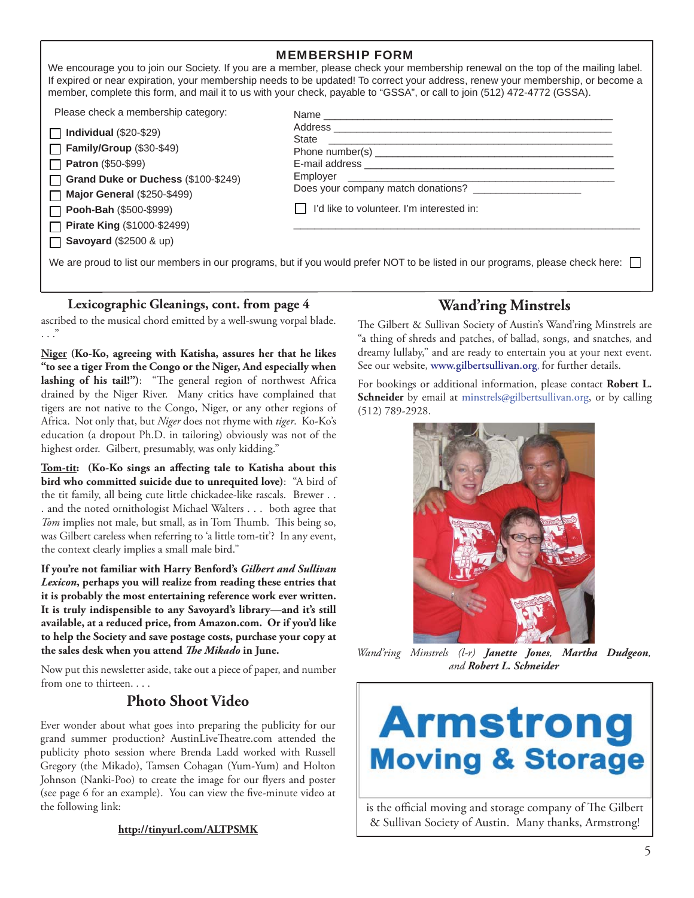## MEMBERSHIP FORM

We encourage you to join our Society. If you are a member, please check your membership renewal on the top of the mailing label. If expired or near expiration, your membership needs to be updated! To correct your address, renew your membership, or become a member, complete this form, and mail it to us with your check, payable to "GSSA", or call to join (512) 472-4772 (GSSA).

Please check a membership category:

- ☐ **Individual** ($20-$29)
- ☐ **Family/Group** ($30-$49)
- ☐ **Patron** ($50-$99)
- ☐ **Grand Duke or Duchess** ($100-$249)
- ☐ **Major General** ($250-$499)
- ☐ **Pooh-Bah** ($500-$999)
- ☐ **Pirate King** ($1000-$2499)
- ☐ **Savoyard** ($2500 & up)

Name ______________________________________________

Address ____________________________________________

State ______________________________________________

Phone number(s) ____________________________________

E-mail address ______________________________________

Employer __________________________________________

Does your company match donations? _________________

☐ I'd like to volunteer. I'm interested in:

____________________________________________________

We are proud to list our members in our programs, but if you would prefer NOT to be listed in our programs, please check here: ☐

### Lexicographic Gleanings, cont. from page 4

ascribed to the musical chord emitted by a well-swung vorpal blade. . . ."

**Niger (Ko-Ko, agreeing with Katisha, assures her that he likes "to see a tiger From the Congo or the Niger, And especially when lashing of his tail!")**: "The general region of northwest Africa drained by the Niger River. Many critics have complained that tigers are not native to the Congo, Niger, or any other regions of Africa. Not only that, but *Niger* does not rhyme with *tiger*. Ko-Ko's education (a dropout Ph.D. in tailoring) obviously was not of the highest order. Gilbert, presumably, was only kidding."

**Tom-tit: (Ko-Ko sings an affecting tale to Katisha about this bird who committed suicide due to unrequited love)**: "A bird of the tit family, all being cute little chickadee-like rascals. Brewer . . . and the noted ornithologist Michael Walters . . . both agree that *Tom* implies not male, but small, as in Tom Thumb. This being so, was Gilbert careless when referring to 'a little tom-tit'? In any event, the context clearly implies a small male bird."

**If you're not familiar with Harry Benford's *Gilbert and Sullivan Lexicon*, perhaps you will realize from reading these entries that it is probably the most entertaining reference work ever written. It is truly indispensible to any Savoyard's library—and it's still available, at a reduced price, from Amazon.com. Or if you'd like to help the Society and save postage costs, purchase your copy at the sales desk when you attend *The Mikado* in June.**

Now put this newsletter aside, take out a piece of paper, and number from one to thirteen. . . .

### Photo Shoot Video

Ever wonder about what goes into preparing the publicity for our grand summer production? AustinLiveTheatre.com attended the publicity photo session where Brenda Ladd worked with Russell Gregory (the Mikado), Tamsen Cohagan (Yum-Yum) and Holton Johnson (Nanki-Poo) to create the image for our flyers and poster (see page 6 for an example). You can view the five-minute video at the following link:

**http://tinyurl.com/ALTPSMK**

### Wand'ring Minstrels

The Gilbert & Sullivan Society of Austin's Wand'ring Minstrels are "a thing of shreds and patches, of ballad, songs, and snatches, and dreamy lullaby," and are ready to entertain you at your next event. See our website, **www.gilbertsullivan.org**, for further details.

For bookings or additional information, please contact **Robert L. Schneider** by email at minstrels@gilbertsullivan.org, or by calling (512) 789-2928.

*Wand'ring Minstrels (l-r)* ***Janette Jones, Martha Dudgeon,*** *and* ***Robert L. Schneider***

**Armstrong Moving & Storage** is the official moving and storage company of The Gilbert & Sullivan Society of Austin. Many thanks, Armstrong!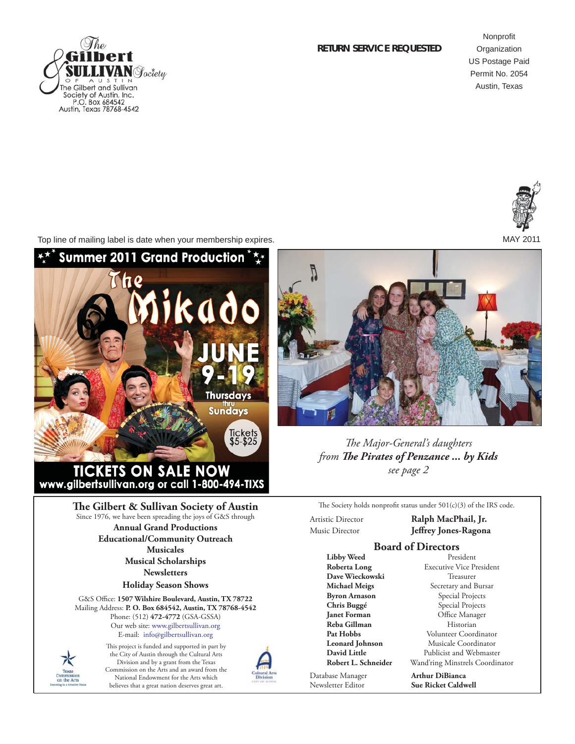The Gilbert & Sullivan Society of Austin
The Gilbert and Sullivan Society of Austin, Inc.
P.O. Box 684542
Austin, Texas 78768-4542

**RETURN SERVICE REQUESTED**

Nonprofit Organization
US Postage Paid
Permit No. 2054
Austin, Texas

MAY 2011

Top line of mailing label is date when your membership expires.

**Summer 2011 Grand Production**

**The Mikado**

**JUNE 9-19**
**Thursdays thru Sundays**

Tickets $5-$25

**TICKETS ON SALE NOW**
**www.gilbertsullivan.org or call 1-800-494-TIXS**

*The Major-General's daughters*
*from* ***The Pirates of Penzance ... by Kids***
*see page 2*

## The Gilbert & Sullivan Society of Austin

Since 1976, we have been spreading the joys of G&S through

**Annual Grand Productions**
**Educational/Community Outreach**
**Musicales**
**Musical Scholarships**
**Newsletters**
**Holiday Season Shows**

G&S Office: **1507 Wilshire Boulevard, Austin, TX 78722**
Mailing Address: **P. O. Box 684542, Austin, TX 78768-4542**
Phone: (512) **472-4772** (GSA-GSSA)
Our web site: www.gilbertsullivan.org
E-mail: info@gilbertsullivan.org

This project is funded and supported in part by the City of Austin through the Cultural Arts Division and by a grant from the Texas Commission on the Arts and an award from the National Endowment for the Arts which believes that a great nation deserves great art.

The Society holds nonprofit status under 501(c)(3) of the IRS code.

| | |
|---|---|
| Artistic Director | **Ralph MacPhail, Jr.** |
| Music Director | **Jeffrey Jones-Ragona** |

### Board of Directors

| | |
|---|---|
| **Libby Weed** | President |
| **Roberta Long** | Executive Vice President |
| **Dave Wieckowski** | Treasurer |
| **Michael Meigs** | Secretary and Bursar |
| **Byron Arnason** | Special Projects |
| **Chris Buggé** | Special Projects |
| **Janet Forman** | Office Manager |
| **Reba Gillman** | Historian |
| **Pat Hobbs** | Volunteer Coordinator |
| **Leonard Johnson** | Musicale Coordinator |
| **David Little** | Publicist and Webmaster |
| **Robert L. Schneider** | Wand'ring Minstrels Coordinator |

| | |
|---|---|
| Database Manager | **Arthur DiBianca** |
| Newsletter Editor | **Sue Ricket Caldwell** |